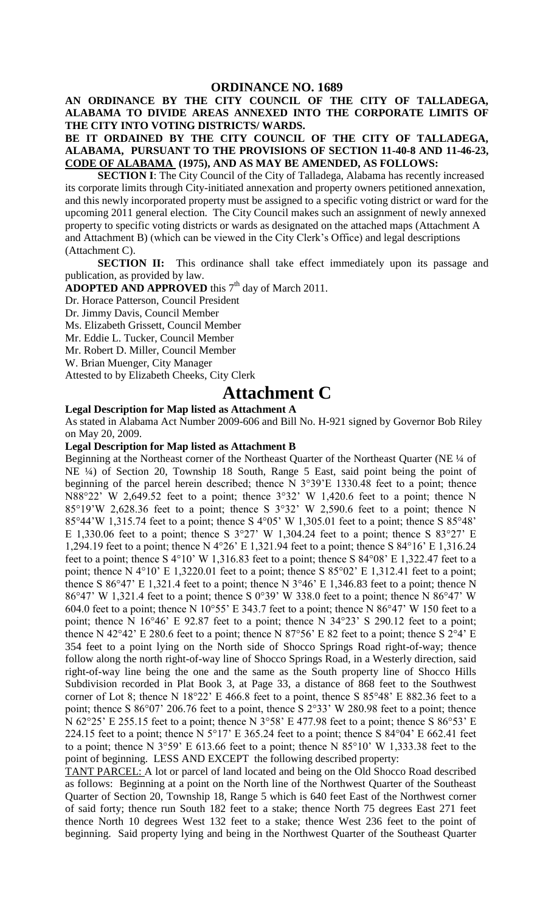# ORDINANCE NO. 1689

**AN ORDINANCE BY THE CITY COUNCIL OF THE CITY OF TALLADEGA, ALABAMA TO DIVIDE AREAS ANNEXED INTO THE CORPORATE LIMITS OF THE CITY INTO VOTING DISTRICTS/ WARDS.**

**BE IT ORDAINED BY THE CITY COUNCIL OF THE CITY OF TALLADEGA, ALABAMA, PURSUANT TO THE PROVISIONS OF SECTION 11-40-8 AND 11-46-23, CODE OF ALABAMA (1975), AND AS MAY BE AMENDED, AS FOLLOWS:**

**SECTION I**: The City Council of the City of Talladega, Alabama has recently increased its corporate limits through City-initiated annexation and property owners petitioned annexation, and this newly incorporated property must be assigned to a specific voting district or ward for the upcoming 2011 general election. The City Council makes such an assignment of newly annexed property to specific voting districts or wards as designated on the attached maps (Attachment A and Attachment B) (which can be viewed in the City Clerk's Office) and legal descriptions (Attachment C).

**SECTION II:** This ordinance shall take effect immediately upon its passage and publication, as provided by law.

**ADOPTED AND APPROVED** this 7th day of March 2011.

Dr. Horace Patterson, Council President

Dr. Jimmy Davis, Council Member

Ms. Elizabeth Grissett, Council Member

Mr. Eddie L. Tucker, Council Member

Mr. Robert D. Miller, Council Member

W. Brian Muenger, City Manager

Attested to by Elizabeth Cheeks, City Clerk

# Attachment C

**Legal Description for Map listed as Attachment A**

As stated in Alabama Act Number 2009-606 and Bill No. H-921 signed by Governor Bob Riley on May 20, 2009.

**Legal Description for Map listed as Attachment B**

Beginning at the Northeast corner of the Northeast Quarter of the Northeast Quarter (NE ¼ of NE ¼) of Section 20, Township 18 South, Range 5 East, said point being the point of beginning of the parcel herein described; thence N 3°39'E 1330.48 feet to a point; thence N88°22' W 2,649.52 feet to a point; thence 3°32' W 1,420.6 feet to a point; thence N 85°19'W 2,628.36 feet to a point; thence S 3°32' W 2,590.6 feet to a point; thence N 85°44'W 1,315.74 feet to a point; thence S 4°05' W 1,305.01 feet to a point; thence S 85°48' E 1,330.06 feet to a point; thence S 3°27' W 1,304.24 feet to a point; thence S 83°27' E 1,294.19 feet to a point; thence N 4°26' E 1,321.94 feet to a point; thence S 84°16' E 1,316.24 feet to a point; thence S 4°10' W 1,316.83 feet to a point; thence S 84°08' E 1,322.47 feet to a point; thence N 4°10' E 1,3220.01 feet to a point; thence S 85°02' E 1,312.41 feet to a point; thence S 86°47' E 1,321.4 feet to a point; thence N 3°46' E 1,346.83 feet to a point; thence N 86°47' W 1,321.4 feet to a point; thence S 0°39' W 338.0 feet to a point; thence N 86°47' W 604.0 feet to a point; thence N 10°55' E 343.7 feet to a point; thence N 86°47' W 150 feet to a point; thence N 16°46' E 92.87 feet to a point; thence N 34°23' S 290.12 feet to a point; thence N 42°42' E 280.6 feet to a point; thence N 87°56' E 82 feet to a point; thence S 2°4' E 354 feet to a point lying on the North side of Shocco Springs Road right-of-way; thence follow along the north right-of-way line of Shocco Springs Road, in a Westerly direction, said right-of-way line being the one and the same as the South property line of Shocco Hills Subdivision recorded in Plat Book 3, at Page 33, a distance of 868 feet to the Southwest corner of Lot 8; thence N 18°22' E 466.8 feet to a point, thence S 85°48' E 882.36 feet to a point; thence S 86°07' 206.76 feet to a point, thence S 2°33' W 280.98 feet to a point; thence N 62°25' E 255.15 feet to a point; thence N 3°58' E 477.98 feet to a point; thence S 86°53' E 224.15 feet to a point; thence N 5°17' E 365.24 feet to a point; thence S 84°04' E 662.41 feet to a point; thence N 3°59' E 613.66 feet to a point; thence N 85°10' W 1,333.38 feet to the point of beginning. LESS AND EXCEPT the following described property:

TANT PARCEL: A lot or parcel of land located and being on the Old Shocco Road described as follows: Beginning at a point on the North line of the Northwest Quarter of the Southeast Quarter of Section 20, Township 18, Range 5 which is 640 feet East of the Northwest corner of said forty; thence run South 182 feet to a stake; thence North 75 degrees East 271 feet thence North 10 degrees West 132 feet to a stake; thence West 236 feet to the point of beginning. Said property lying and being in the Northwest Quarter of the Southeast Quarter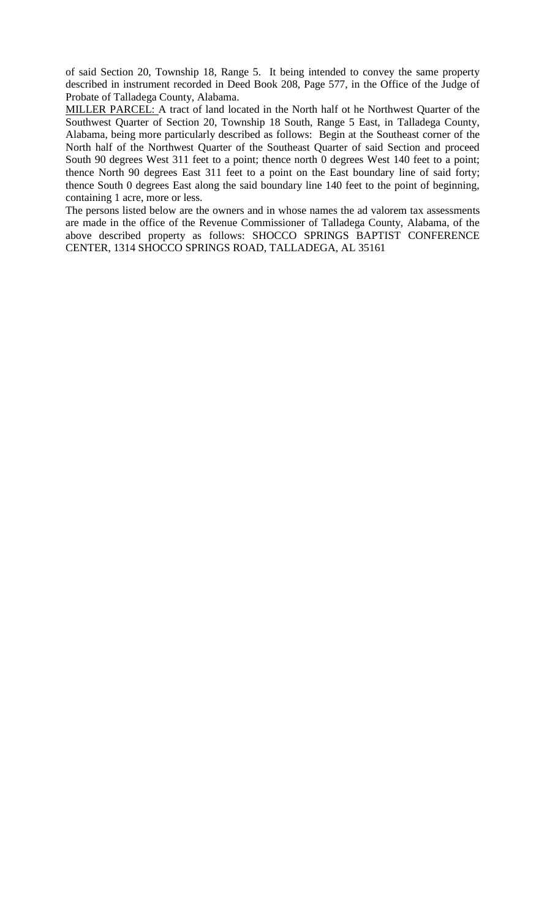of said Section 20, Township 18, Range 5. It being intended to convey the same property described in instrument recorded in Deed Book 208, Page 577, in the Office of the Judge of Probate of Talladega County, Alabama.

MILLER PARCEL: A tract of land located in the North half ot he Northwest Quarter of the Southwest Quarter of Section 20, Township 18 South, Range 5 East, in Talladega County, Alabama, being more particularly described as follows: Begin at the Southeast corner of the North half of the Northwest Quarter of the Southeast Quarter of said Section and proceed South 90 degrees West 311 feet to a point; thence north 0 degrees West 140 feet to a point; thence North 90 degrees East 311 feet to a point on the East boundary line of said forty; thence South 0 degrees East along the said boundary line 140 feet to the point of beginning, containing 1 acre, more or less.

The persons listed below are the owners and in whose names the ad valorem tax assessments are made in the office of the Revenue Commissioner of Talladega County, Alabama, of the above described property as follows: SHOCCO SPRINGS BAPTIST CONFERENCE CENTER, 1314 SHOCCO SPRINGS ROAD, TALLADEGA, AL 35161